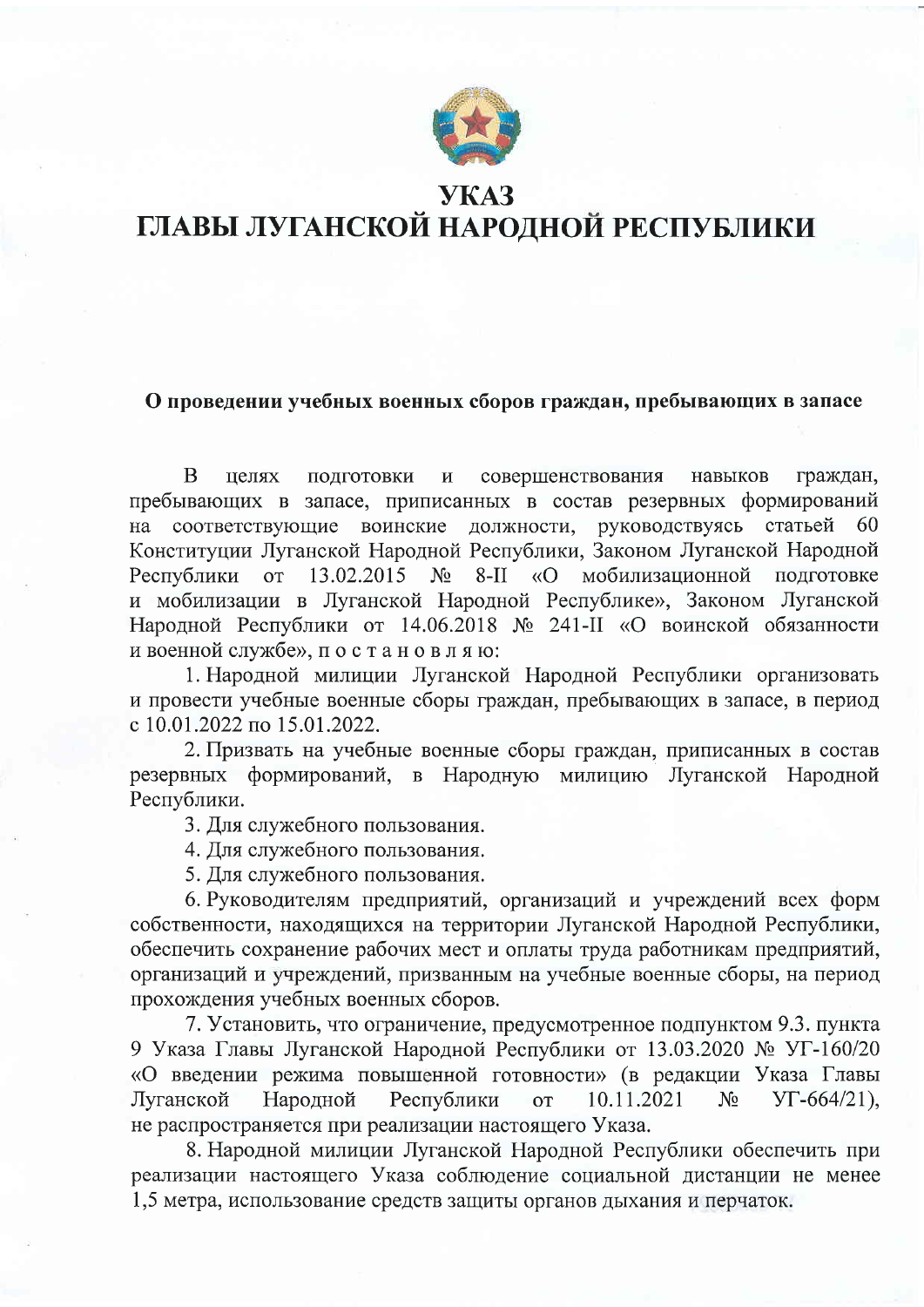# УКАЗ
# ГЛАВЫ ЛУГАНСКОЙ НАРОДНОЙ РЕСПУБЛИКИ

**О проведении учебных военных сборов граждан, пребывающих в запасе**

В целях подготовки и совершенствования навыков граждан, пребывающих в запасе, приписанных в состав резервных формирований на соответствующие воинские должности, руководствуясь статьей 60 Конституции Луганской Народной Республики, Законом Луганской Народной Республики от 13.02.2015 № 8-II «О мобилизационной подготовке и мобилизации в Луганской Народной Республике», Законом Луганской Народной Республики от 14.06.2018 № 241-II «О воинской обязанности и военной службе», постановляю:

1. Народной милиции Луганской Народной Республики организовать и провести учебные военные сборы граждан, пребывающих в запасе, в период с 10.01.2022 по 15.01.2022.

2. Призвать на учебные военные сборы граждан, приписанных в состав резервных формирований, в Народную милицию Луганской Народной Республики.

3. Для служебного пользования.

4. Для служебного пользования.

5. Для служебного пользования.

6. Руководителям предприятий, организаций и учреждений всех форм собственности, находящихся на территории Луганской Народной Республики, обеспечить сохранение рабочих мест и оплаты труда работникам предприятий, организаций и учреждений, призванным на учебные военные сборы, на период прохождения учебных военных сборов.

7. Установить, что ограничение, предусмотренное подпунктом 9.3. пункта 9 Указа Главы Луганской Народной Республики от 13.03.2020 № УГ-160/20 «О введении режима повышенной готовности» (в редакции Указа Главы Луганской Народной Республики от 10.11.2021 № УГ-664/21), не распространяется при реализации настоящего Указа.

8. Народной милиции Луганской Народной Республики обеспечить при реализации настоящего Указа соблюдение социальной дистанции не менее 1,5 метра, использование средств защиты органов дыхания и перчаток.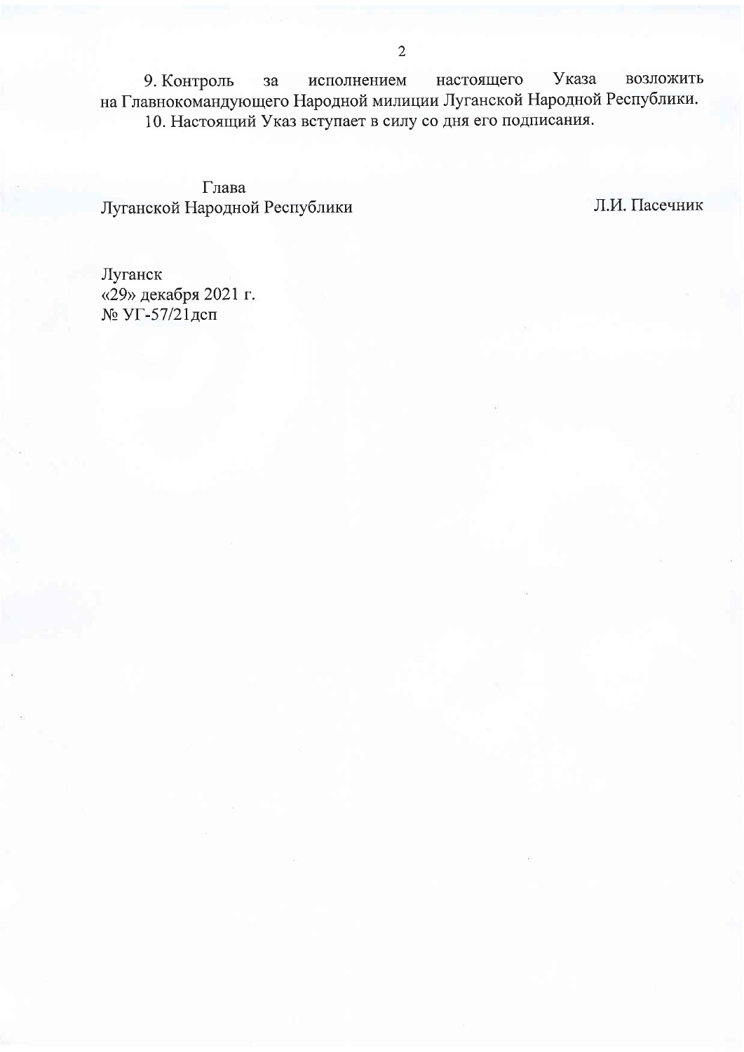9. Контроль за исполнением настоящего Указа возложить на Главнокомандующего Народной милиции Луганской Народной Республики.

10. Настоящий Указ вступает в силу со дня его подписания.

Глава
Луганской Народной Республики Л.И. Пасечник

Луганск
«29» декабря 2021 г.
№ УГ-57/21дсп